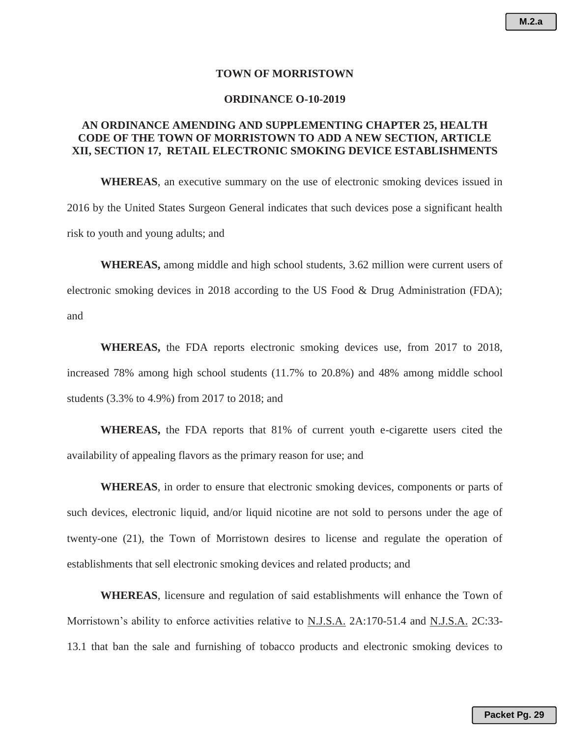# TOWN OF MORRISTOWN

## ORDINANCE O-10-2019

### AN ORDINANCE AMENDING AND SUPPLEMENTING CHAPTER 25, HEALTH CODE OF THE TOWN OF MORRISTOWN TO ADD A NEW SECTION, ARTICLE XII, SECTION 17, RETAIL ELECTRONIC SMOKING DEVICE ESTABLISHMENTS

**WHEREAS**, an executive summary on the use of electronic smoking devices issued in 2016 by the United States Surgeon General indicates that such devices pose a significant health risk to youth and young adults; and

**WHEREAS,** among middle and high school students, 3.62 million were current users of electronic smoking devices in 2018 according to the US Food & Drug Administration (FDA); and

**WHEREAS,** the FDA reports electronic smoking devices use, from 2017 to 2018, increased 78% among high school students (11.7% to 20.8%) and 48% among middle school students (3.3% to 4.9%) from 2017 to 2018; and

**WHEREAS,** the FDA reports that 81% of current youth e-cigarette users cited the availability of appealing flavors as the primary reason for use; and

**WHEREAS**, in order to ensure that electronic smoking devices, components or parts of such devices, electronic liquid, and/or liquid nicotine are not sold to persons under the age of twenty-one (21), the Town of Morristown desires to license and regulate the operation of establishments that sell electronic smoking devices and related products; and

**WHEREAS**, licensure and regulation of said establishments will enhance the Town of Morristown's ability to enforce activities relative to N.J.S.A. 2A:170-51.4 and N.J.S.A. 2C:33-13.1 that ban the sale and furnishing of tobacco products and electronic smoking devices to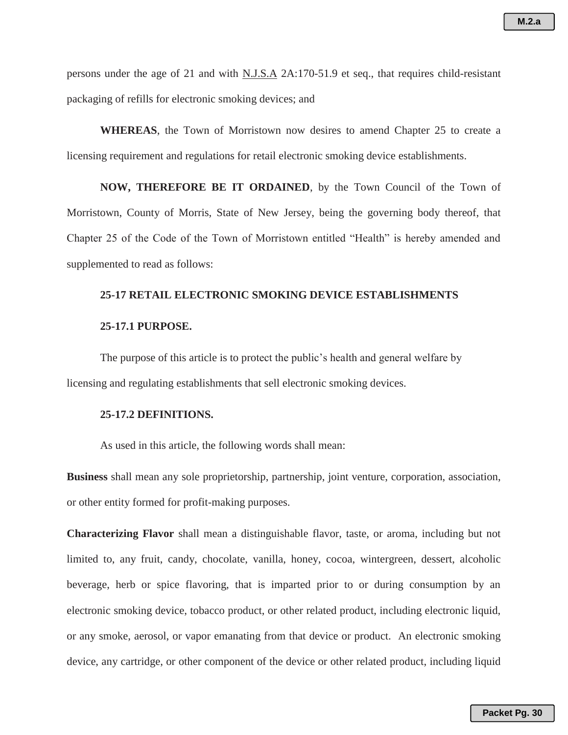persons under the age of 21 and with N.J.S.A 2A:170-51.9 et seq., that requires child-resistant packaging of refills for electronic smoking devices; and

**WHEREAS**, the Town of Morristown now desires to amend Chapter 25 to create a licensing requirement and regulations for retail electronic smoking device establishments.

**NOW, THEREFORE BE IT ORDAINED**, by the Town Council of the Town of Morristown, County of Morris, State of New Jersey, being the governing body thereof, that Chapter 25 of the Code of the Town of Morristown entitled "Health" is hereby amended and supplemented to read as follows:

**25-17 RETAIL ELECTRONIC SMOKING DEVICE ESTABLISHMENTS**

**25-17.1 PURPOSE.**

The purpose of this article is to protect the public's health and general welfare by licensing and regulating establishments that sell electronic smoking devices.

**25-17.2 DEFINITIONS.**

As used in this article, the following words shall mean:

**Business** shall mean any sole proprietorship, partnership, joint venture, corporation, association, or other entity formed for profit-making purposes.

**Characterizing Flavor** shall mean a distinguishable flavor, taste, or aroma, including but not limited to, any fruit, candy, chocolate, vanilla, honey, cocoa, wintergreen, dessert, alcoholic beverage, herb or spice flavoring, that is imparted prior to or during consumption by an electronic smoking device, tobacco product, or other related product, including electronic liquid, or any smoke, aerosol, or vapor emanating from that device or product. An electronic smoking device, any cartridge, or other component of the device or other related product, including liquid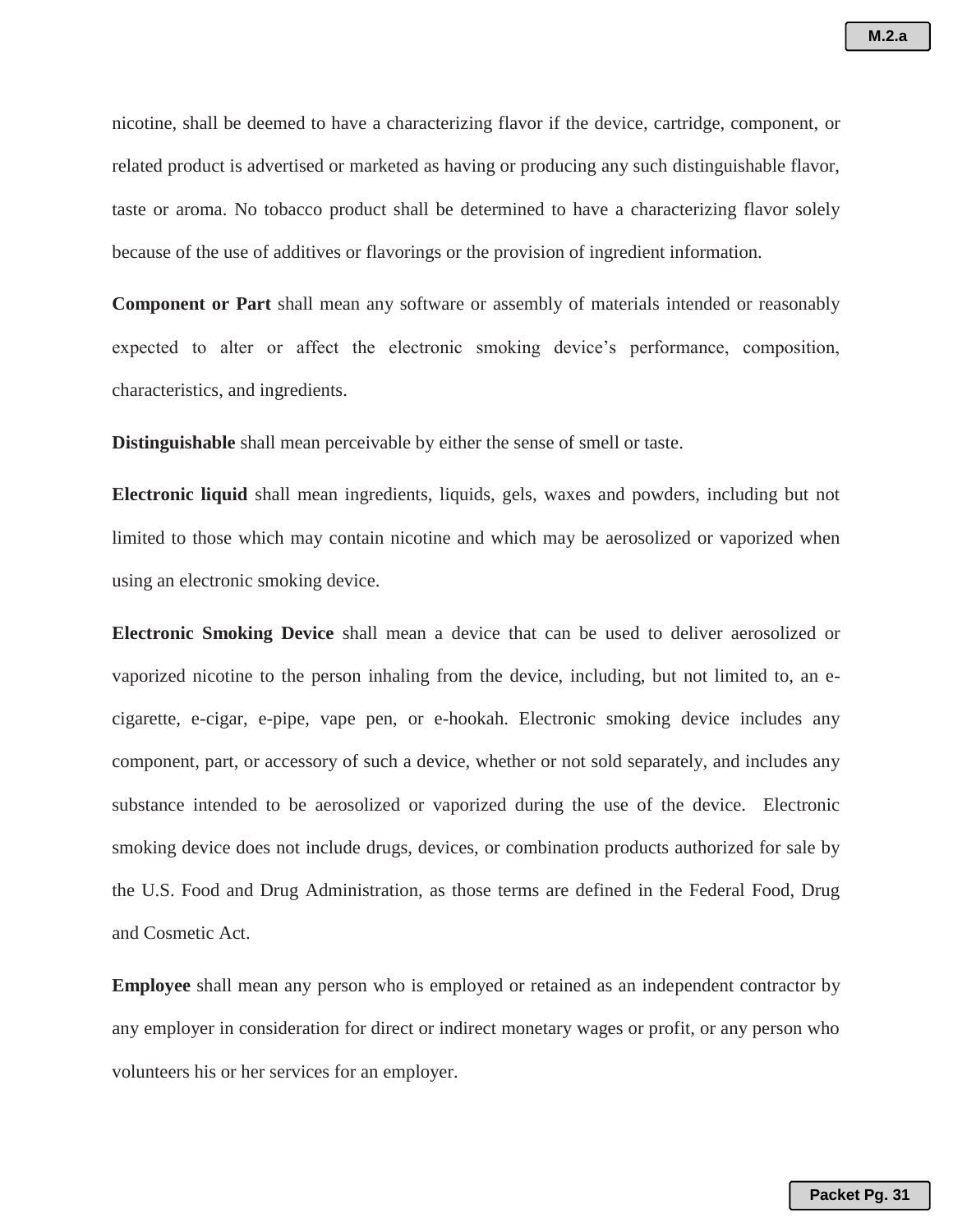nicotine, shall be deemed to have a characterizing flavor if the device, cartridge, component, or related product is advertised or marketed as having or producing any such distinguishable flavor, taste or aroma. No tobacco product shall be determined to have a characterizing flavor solely because of the use of additives or flavorings or the provision of ingredient information.

**Component or Part** shall mean any software or assembly of materials intended or reasonably expected to alter or affect the electronic smoking device's performance, composition, characteristics, and ingredients.

**Distinguishable** shall mean perceivable by either the sense of smell or taste.

**Electronic liquid** shall mean ingredients, liquids, gels, waxes and powders, including but not limited to those which may contain nicotine and which may be aerosolized or vaporized when using an electronic smoking device.

**Electronic Smoking Device** shall mean a device that can be used to deliver aerosolized or vaporized nicotine to the person inhaling from the device, including, but not limited to, an e-cigarette, e-cigar, e-pipe, vape pen, or e-hookah. Electronic smoking device includes any component, part, or accessory of such a device, whether or not sold separately, and includes any substance intended to be aerosolized or vaporized during the use of the device. Electronic smoking device does not include drugs, devices, or combination products authorized for sale by the U.S. Food and Drug Administration, as those terms are defined in the Federal Food, Drug and Cosmetic Act.

**Employee** shall mean any person who is employed or retained as an independent contractor by any employer in consideration for direct or indirect monetary wages or profit, or any person who volunteers his or her services for an employer.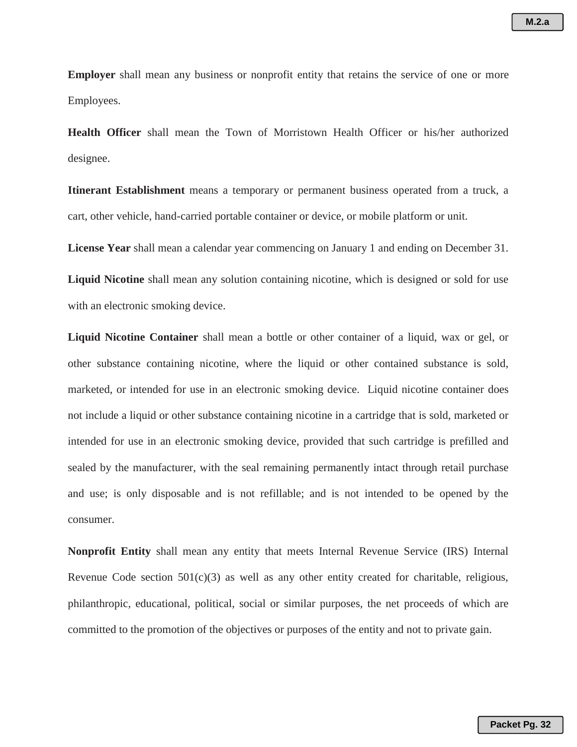**Employer** shall mean any business or nonprofit entity that retains the service of one or more Employees.

**Health Officer** shall mean the Town of Morristown Health Officer or his/her authorized designee.

**Itinerant Establishment** means a temporary or permanent business operated from a truck, a cart, other vehicle, hand-carried portable container or device, or mobile platform or unit.

**License Year** shall mean a calendar year commencing on January 1 and ending on December 31.

**Liquid Nicotine** shall mean any solution containing nicotine, which is designed or sold for use with an electronic smoking device.

**Liquid Nicotine Container** shall mean a bottle or other container of a liquid, wax or gel, or other substance containing nicotine, where the liquid or other contained substance is sold, marketed, or intended for use in an electronic smoking device. Liquid nicotine container does not include a liquid or other substance containing nicotine in a cartridge that is sold, marketed or intended for use in an electronic smoking device, provided that such cartridge is prefilled and sealed by the manufacturer, with the seal remaining permanently intact through retail purchase and use; is only disposable and is not refillable; and is not intended to be opened by the consumer.

**Nonprofit Entity** shall mean any entity that meets Internal Revenue Service (IRS) Internal Revenue Code section 501(c)(3) as well as any other entity created for charitable, religious, philanthropic, educational, political, social or similar purposes, the net proceeds of which are committed to the promotion of the objectives or purposes of the entity and not to private gain.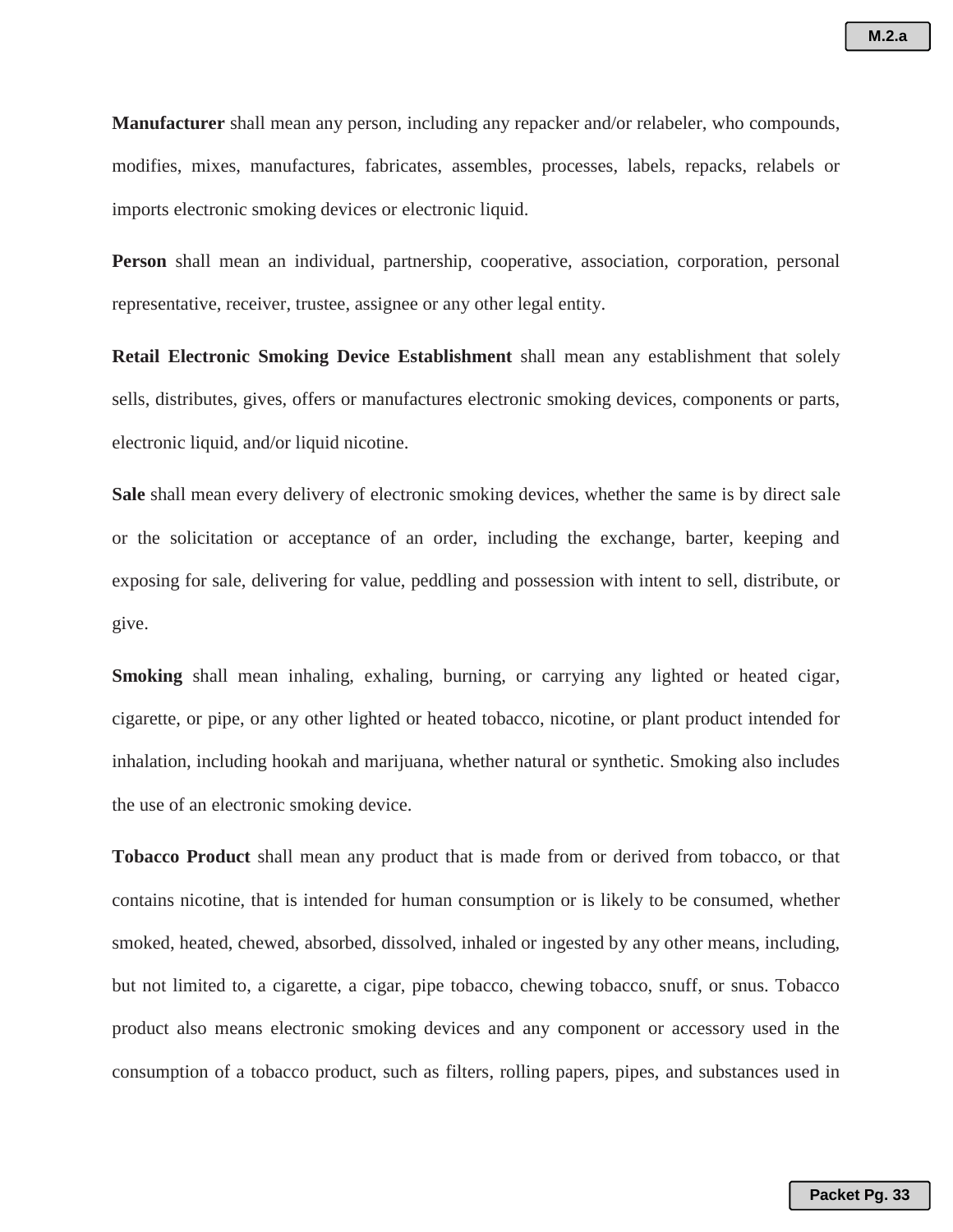**Manufacturer** shall mean any person, including any repacker and/or relabeler, who compounds, modifies, mixes, manufactures, fabricates, assembles, processes, labels, repacks, relabels or imports electronic smoking devices or electronic liquid.

**Person** shall mean an individual, partnership, cooperative, association, corporation, personal representative, receiver, trustee, assignee or any other legal entity.

**Retail Electronic Smoking Device Establishment** shall mean any establishment that solely sells, distributes, gives, offers or manufactures electronic smoking devices, components or parts, electronic liquid, and/or liquid nicotine.

**Sale** shall mean every delivery of electronic smoking devices, whether the same is by direct sale or the solicitation or acceptance of an order, including the exchange, barter, keeping and exposing for sale, delivering for value, peddling and possession with intent to sell, distribute, or give.

**Smoking** shall mean inhaling, exhaling, burning, or carrying any lighted or heated cigar, cigarette, or pipe, or any other lighted or heated tobacco, nicotine, or plant product intended for inhalation, including hookah and marijuana, whether natural or synthetic. Smoking also includes the use of an electronic smoking device.

**Tobacco Product** shall mean any product that is made from or derived from tobacco, or that contains nicotine, that is intended for human consumption or is likely to be consumed, whether smoked, heated, chewed, absorbed, dissolved, inhaled or ingested by any other means, including, but not limited to, a cigarette, a cigar, pipe tobacco, chewing tobacco, snuff, or snus. Tobacco product also means electronic smoking devices and any component or accessory used in the consumption of a tobacco product, such as filters, rolling papers, pipes, and substances used in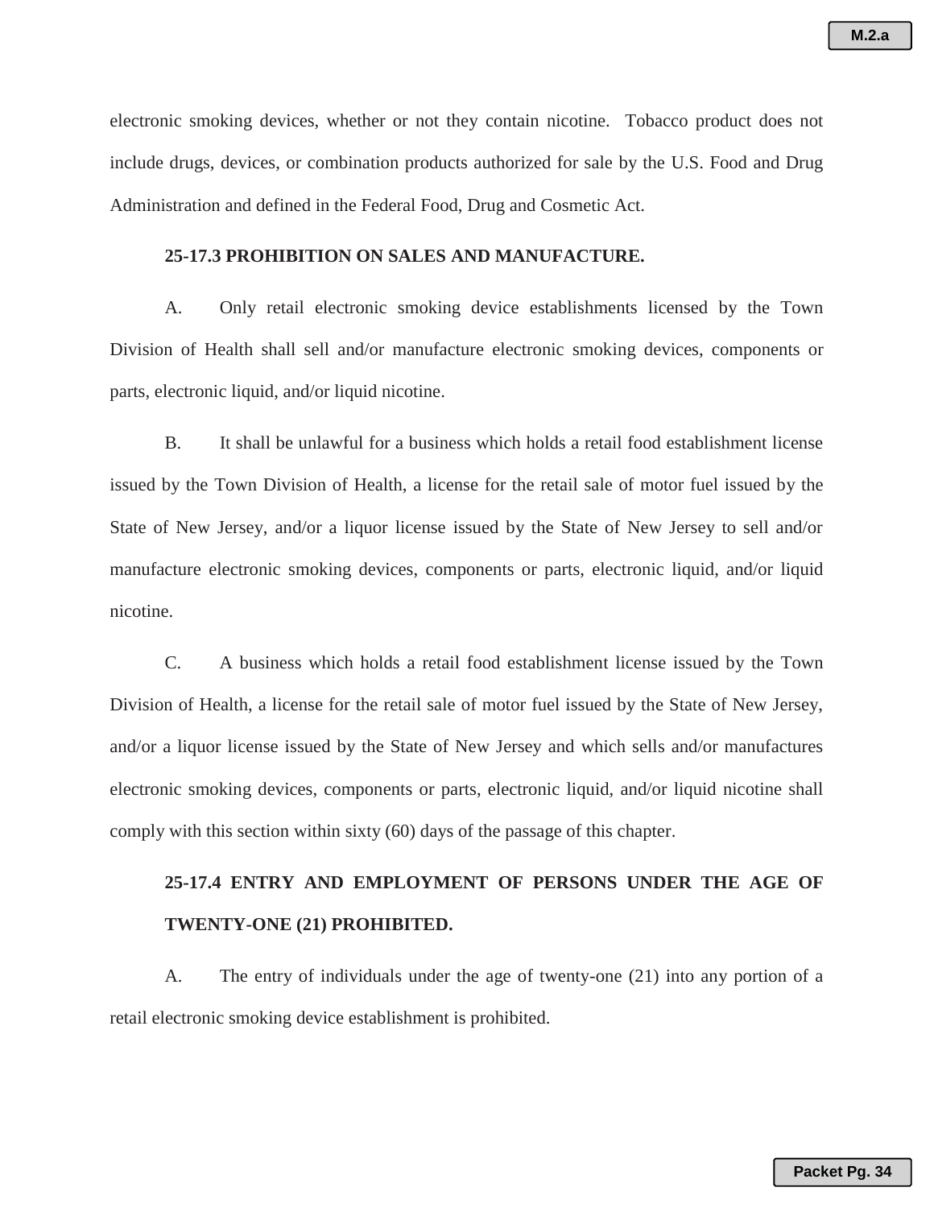electronic smoking devices, whether or not they contain nicotine. Tobacco product does not include drugs, devices, or combination products authorized for sale by the U.S. Food and Drug Administration and defined in the Federal Food, Drug and Cosmetic Act.

**25-17.3 PROHIBITION ON SALES AND MANUFACTURE.**

A. Only retail electronic smoking device establishments licensed by the Town Division of Health shall sell and/or manufacture electronic smoking devices, components or parts, electronic liquid, and/or liquid nicotine.

B. It shall be unlawful for a business which holds a retail food establishment license issued by the Town Division of Health, a license for the retail sale of motor fuel issued by the State of New Jersey, and/or a liquor license issued by the State of New Jersey to sell and/or manufacture electronic smoking devices, components or parts, electronic liquid, and/or liquid nicotine.

C. A business which holds a retail food establishment license issued by the Town Division of Health, a license for the retail sale of motor fuel issued by the State of New Jersey, and/or a liquor license issued by the State of New Jersey and which sells and/or manufactures electronic smoking devices, components or parts, electronic liquid, and/or liquid nicotine shall comply with this section within sixty (60) days of the passage of this chapter.

**25-17.4 ENTRY AND EMPLOYMENT OF PERSONS UNDER THE AGE OF TWENTY-ONE (21) PROHIBITED.**

A. The entry of individuals under the age of twenty-one (21) into any portion of a retail electronic smoking device establishment is prohibited.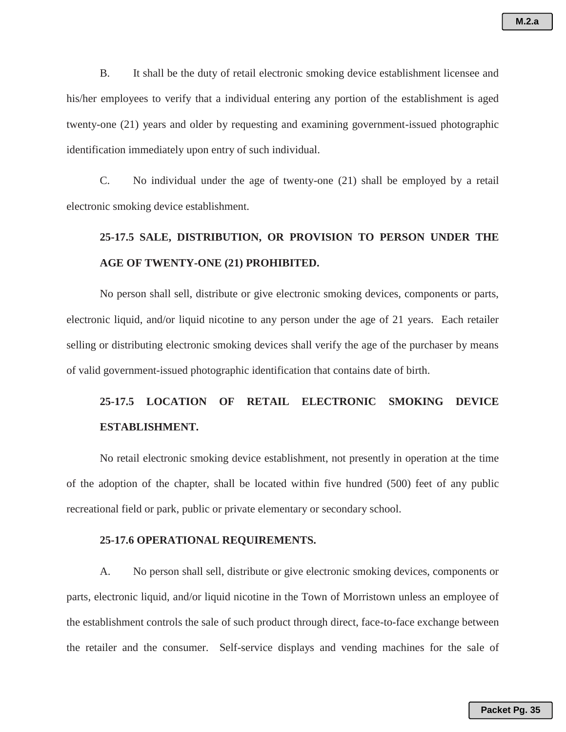B. It shall be the duty of retail electronic smoking device establishment licensee and his/her employees to verify that a individual entering any portion of the establishment is aged twenty-one (21) years and older by requesting and examining government-issued photographic identification immediately upon entry of such individual.

C. No individual under the age of twenty-one (21) shall be employed by a retail electronic smoking device establishment.

**25-17.5 SALE, DISTRIBUTION, OR PROVISION TO PERSON UNDER THE AGE OF TWENTY-ONE (21) PROHIBITED.**

No person shall sell, distribute or give electronic smoking devices, components or parts, electronic liquid, and/or liquid nicotine to any person under the age of 21 years. Each retailer selling or distributing electronic smoking devices shall verify the age of the purchaser by means of valid government-issued photographic identification that contains date of birth.

**25-17.5 LOCATION OF RETAIL ELECTRONIC SMOKING DEVICE ESTABLISHMENT.**

No retail electronic smoking device establishment, not presently in operation at the time of the adoption of the chapter, shall be located within five hundred (500) feet of any public recreational field or park, public or private elementary or secondary school.

**25-17.6 OPERATIONAL REQUIREMENTS.**

A. No person shall sell, distribute or give electronic smoking devices, components or parts, electronic liquid, and/or liquid nicotine in the Town of Morristown unless an employee of the establishment controls the sale of such product through direct, face-to-face exchange between the retailer and the consumer. Self-service displays and vending machines for the sale of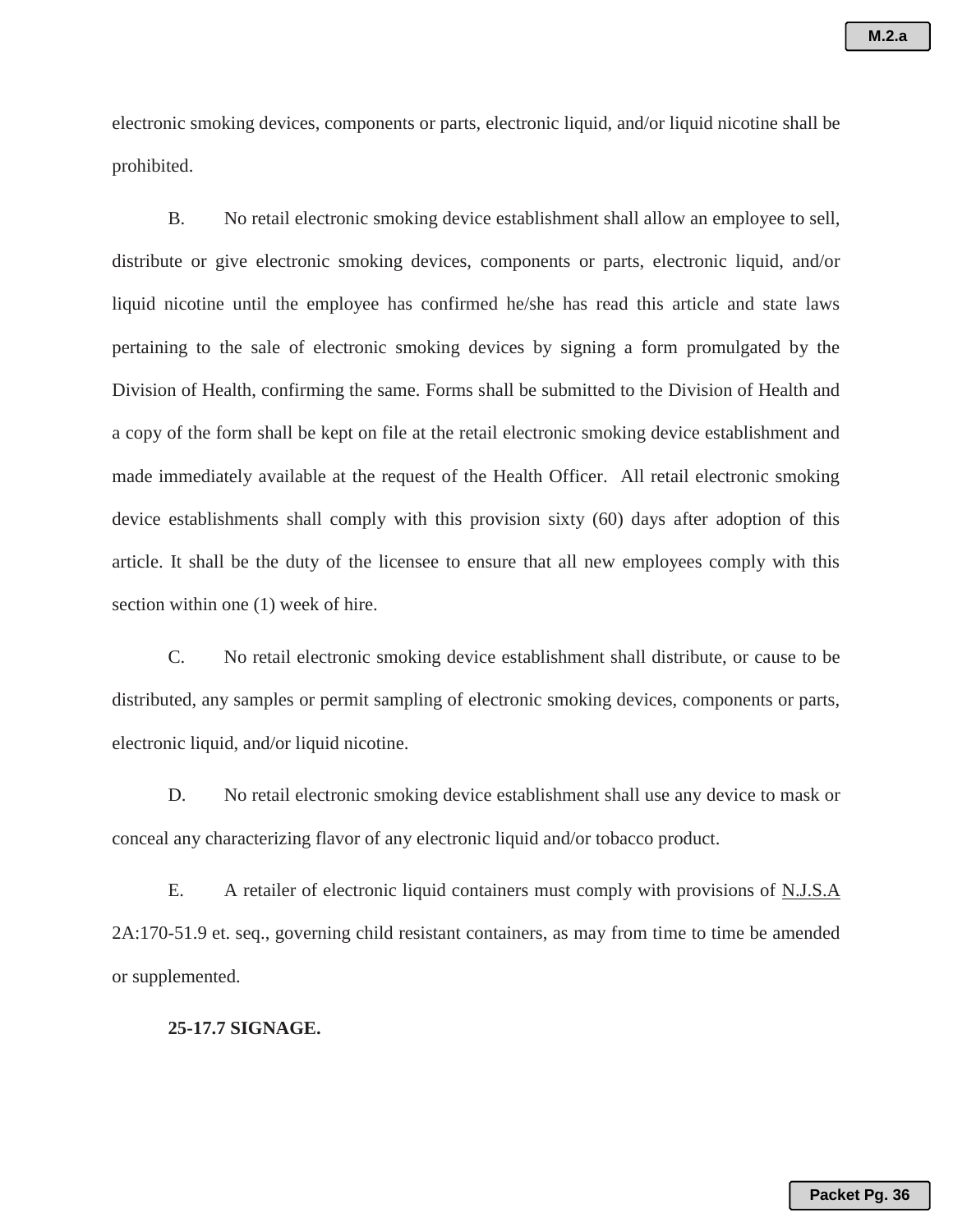electronic smoking devices, components or parts, electronic liquid, and/or liquid nicotine shall be prohibited.

B. No retail electronic smoking device establishment shall allow an employee to sell, distribute or give electronic smoking devices, components or parts, electronic liquid, and/or liquid nicotine until the employee has confirmed he/she has read this article and state laws pertaining to the sale of electronic smoking devices by signing a form promulgated by the Division of Health, confirming the same. Forms shall be submitted to the Division of Health and a copy of the form shall be kept on file at the retail electronic smoking device establishment and made immediately available at the request of the Health Officer. All retail electronic smoking device establishments shall comply with this provision sixty (60) days after adoption of this article. It shall be the duty of the licensee to ensure that all new employees comply with this section within one (1) week of hire.

C. No retail electronic smoking device establishment shall distribute, or cause to be distributed, any samples or permit sampling of electronic smoking devices, components or parts, electronic liquid, and/or liquid nicotine.

D. No retail electronic smoking device establishment shall use any device to mask or conceal any characterizing flavor of any electronic liquid and/or tobacco product.

E. A retailer of electronic liquid containers must comply with provisions of N.J.S.A 2A:170-51.9 et. seq., governing child resistant containers, as may from time to time be amended or supplemented.

**25-17.7 SIGNAGE.**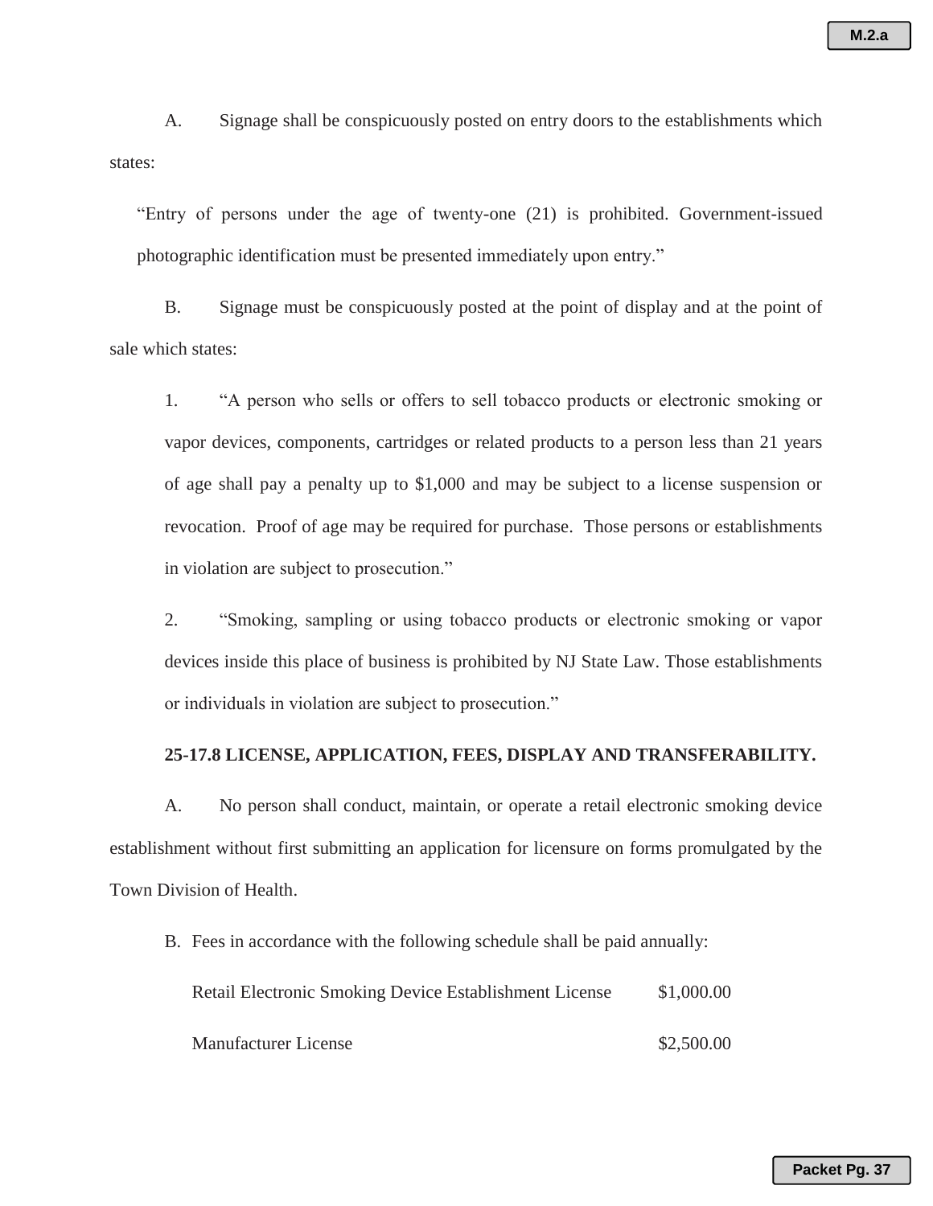A. Signage shall be conspicuously posted on entry doors to the establishments which states:

> "Entry of persons under the age of twenty-one (21) is prohibited. Government-issued photographic identification must be presented immediately upon entry."

B. Signage must be conspicuously posted at the point of display and at the point of sale which states:

1. "A person who sells or offers to sell tobacco products or electronic smoking or vapor devices, components, cartridges or related products to a person less than 21 years of age shall pay a penalty up to $1,000 and may be subject to a license suspension or revocation. Proof of age may be required for purchase. Those persons or establishments in violation are subject to prosecution."

2. "Smoking, sampling or using tobacco products or electronic smoking or vapor devices inside this place of business is prohibited by NJ State Law. Those establishments or individuals in violation are subject to prosecution."

**25-17.8 LICENSE, APPLICATION, FEES, DISPLAY AND TRANSFERABILITY.**

A. No person shall conduct, maintain, or operate a retail electronic smoking device establishment without first submitting an application for licensure on forms promulgated by the Town Division of Health.

B. Fees in accordance with the following schedule shall be paid annually:

| | |
|---|---|
| Retail Electronic Smoking Device Establishment License | $1,000.00 |
| Manufacturer License | $2,500.00 |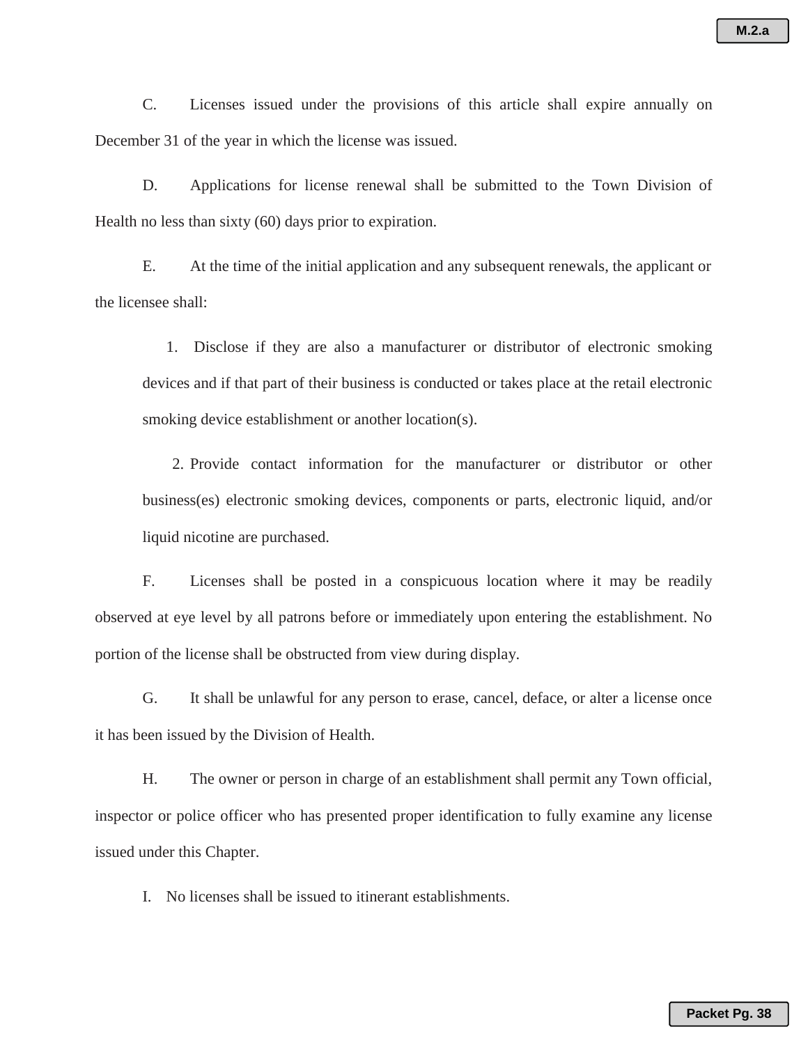C. Licenses issued under the provisions of this article shall expire annually on December 31 of the year in which the license was issued.

D. Applications for license renewal shall be submitted to the Town Division of Health no less than sixty (60) days prior to expiration.

E. At the time of the initial application and any subsequent renewals, the applicant or the licensee shall:

1. Disclose if they are also a manufacturer or distributor of electronic smoking devices and if that part of their business is conducted or takes place at the retail electronic smoking device establishment or another location(s).

2. Provide contact information for the manufacturer or distributor or other business(es) electronic smoking devices, components or parts, electronic liquid, and/or liquid nicotine are purchased.

F. Licenses shall be posted in a conspicuous location where it may be readily observed at eye level by all patrons before or immediately upon entering the establishment. No portion of the license shall be obstructed from view during display.

G. It shall be unlawful for any person to erase, cancel, deface, or alter a license once it has been issued by the Division of Health.

H. The owner or person in charge of an establishment shall permit any Town official, inspector or police officer who has presented proper identification to fully examine any license issued under this Chapter.

I. No licenses shall be issued to itinerant establishments.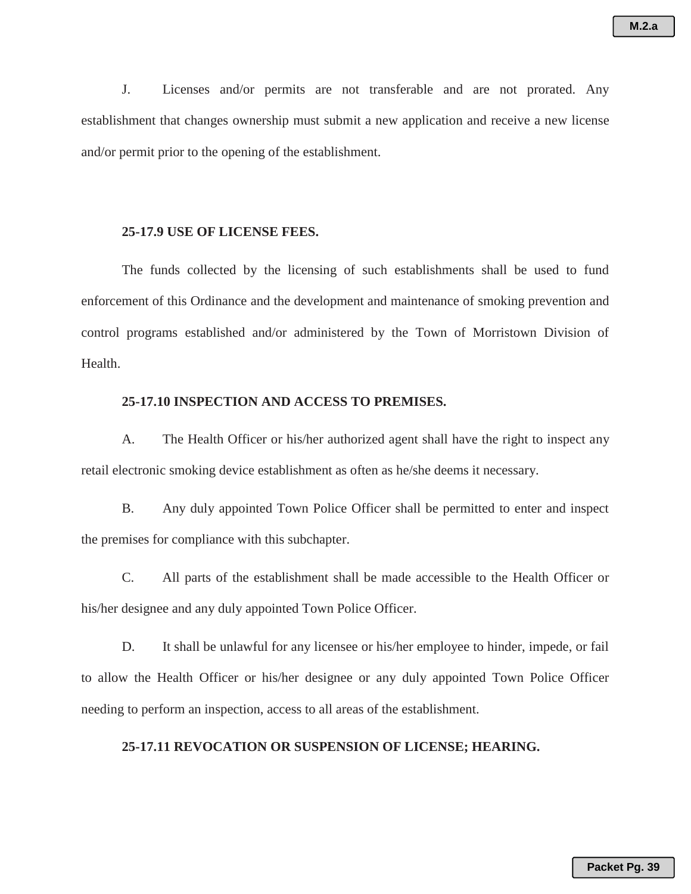J. Licenses and/or permits are not transferable and are not prorated. Any establishment that changes ownership must submit a new application and receive a new license and/or permit prior to the opening of the establishment.

**25-17.9 USE OF LICENSE FEES.**

The funds collected by the licensing of such establishments shall be used to fund enforcement of this Ordinance and the development and maintenance of smoking prevention and control programs established and/or administered by the Town of Morristown Division of Health.

**25-17.10 INSPECTION AND ACCESS TO PREMISES.**

A. The Health Officer or his/her authorized agent shall have the right to inspect any retail electronic smoking device establishment as often as he/she deems it necessary.

B. Any duly appointed Town Police Officer shall be permitted to enter and inspect the premises for compliance with this subchapter.

C. All parts of the establishment shall be made accessible to the Health Officer or his/her designee and any duly appointed Town Police Officer.

D. It shall be unlawful for any licensee or his/her employee to hinder, impede, or fail to allow the Health Officer or his/her designee or any duly appointed Town Police Officer needing to perform an inspection, access to all areas of the establishment.

**25-17.11 REVOCATION OR SUSPENSION OF LICENSE; HEARING.**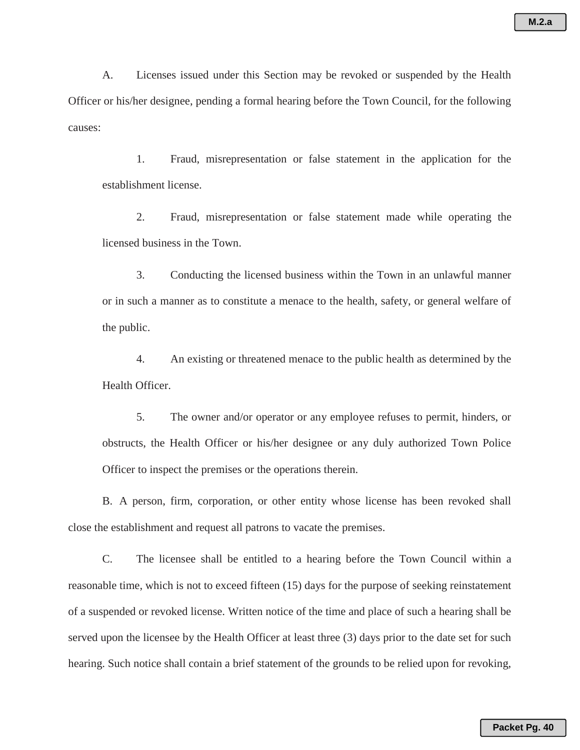A. Licenses issued under this Section may be revoked or suspended by the Health Officer or his/her designee, pending a formal hearing before the Town Council, for the following causes:

1. Fraud, misrepresentation or false statement in the application for the establishment license.

2. Fraud, misrepresentation or false statement made while operating the licensed business in the Town.

3. Conducting the licensed business within the Town in an unlawful manner or in such a manner as to constitute a menace to the health, safety, or general welfare of the public.

4. An existing or threatened menace to the public health as determined by the Health Officer.

5. The owner and/or operator or any employee refuses to permit, hinders, or obstructs, the Health Officer or his/her designee or any duly authorized Town Police Officer to inspect the premises or the operations therein.

B. A person, firm, corporation, or other entity whose license has been revoked shall close the establishment and request all patrons to vacate the premises.

C. The licensee shall be entitled to a hearing before the Town Council within a reasonable time, which is not to exceed fifteen (15) days for the purpose of seeking reinstatement of a suspended or revoked license. Written notice of the time and place of such a hearing shall be served upon the licensee by the Health Officer at least three (3) days prior to the date set for such hearing. Such notice shall contain a brief statement of the grounds to be relied upon for revoking,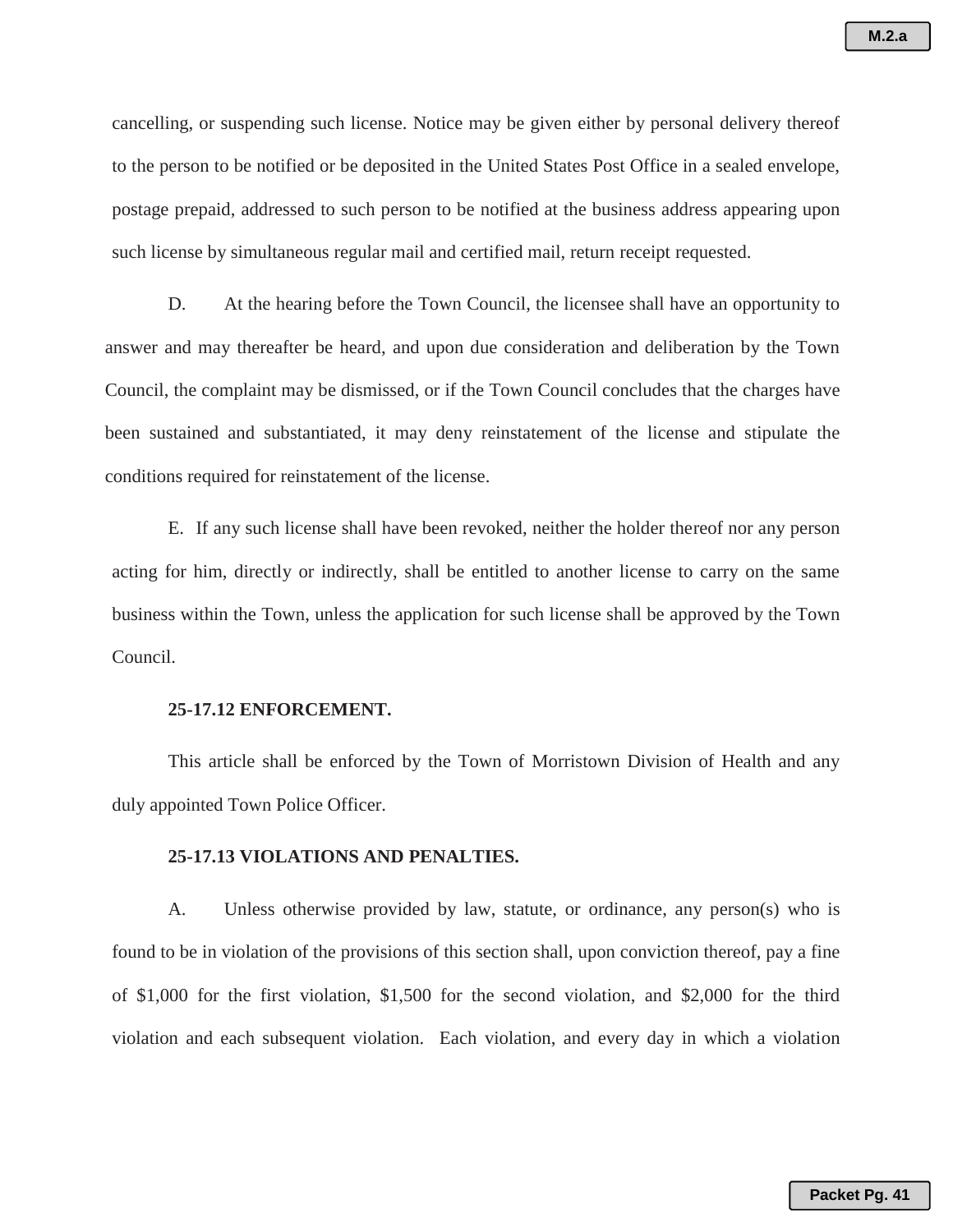cancelling, or suspending such license. Notice may be given either by personal delivery thereof to the person to be notified or be deposited in the United States Post Office in a sealed envelope, postage prepaid, addressed to such person to be notified at the business address appearing upon such license by simultaneous regular mail and certified mail, return receipt requested.

D. At the hearing before the Town Council, the licensee shall have an opportunity to answer and may thereafter be heard, and upon due consideration and deliberation by the Town Council, the complaint may be dismissed, or if the Town Council concludes that the charges have been sustained and substantiated, it may deny reinstatement of the license and stipulate the conditions required for reinstatement of the license.

E. If any such license shall have been revoked, neither the holder thereof nor any person acting for him, directly or indirectly, shall be entitled to another license to carry on the same business within the Town, unless the application for such license shall be approved by the Town Council.

**25-17.12 ENFORCEMENT.**

This article shall be enforced by the Town of Morristown Division of Health and any duly appointed Town Police Officer.

**25-17.13 VIOLATIONS AND PENALTIES.**

A. Unless otherwise provided by law, statute, or ordinance, any person(s) who is found to be in violation of the provisions of this section shall, upon conviction thereof, pay a fine of $1,000 for the first violation, $1,500 for the second violation, and $2,000 for the third violation and each subsequent violation. Each violation, and every day in which a violation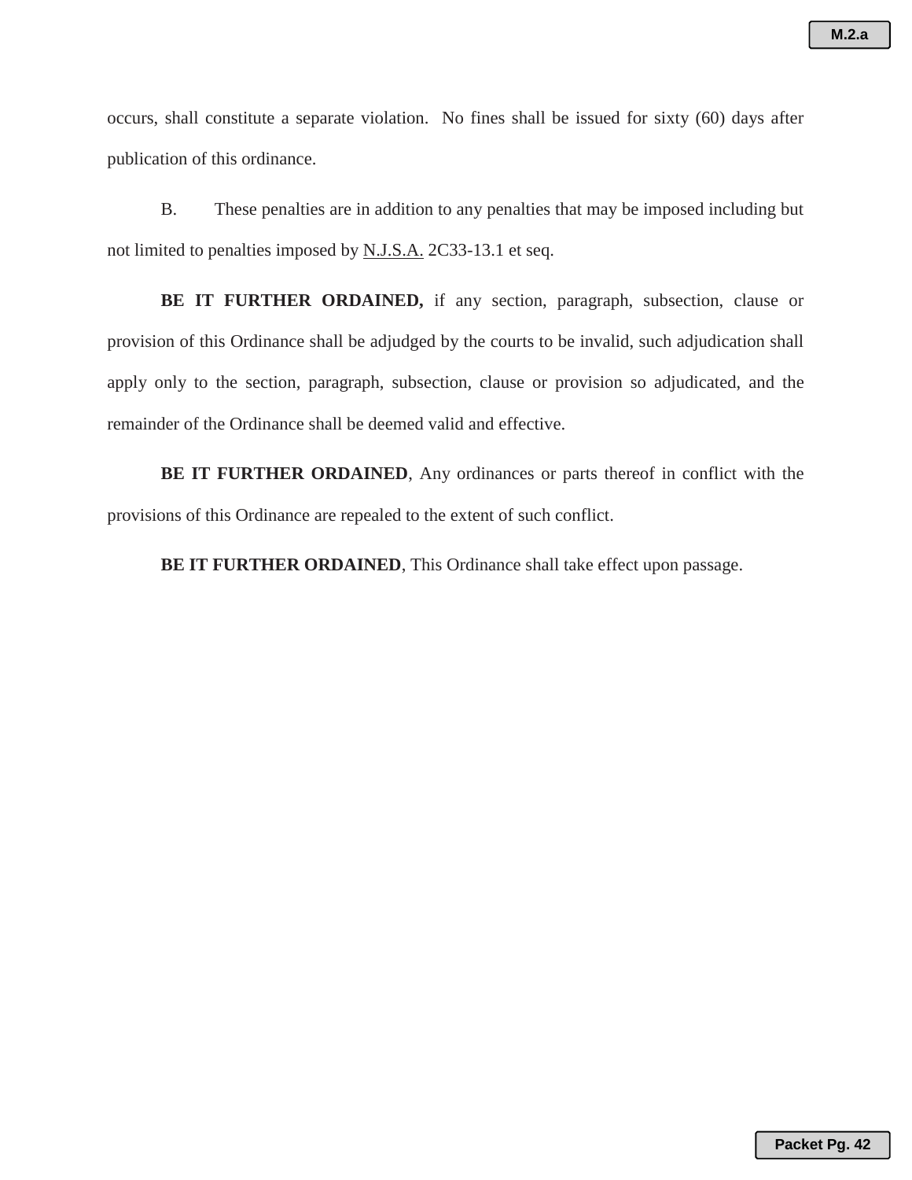occurs, shall constitute a separate violation. No fines shall be issued for sixty (60) days after publication of this ordinance.

B. These penalties are in addition to any penalties that may be imposed including but not limited to penalties imposed by N.J.S.A. 2C33-13.1 et seq.

**BE IT FURTHER ORDAINED,** if any section, paragraph, subsection, clause or provision of this Ordinance shall be adjudged by the courts to be invalid, such adjudication shall apply only to the section, paragraph, subsection, clause or provision so adjudicated, and the remainder of the Ordinance shall be deemed valid and effective.

**BE IT FURTHER ORDAINED**, Any ordinances or parts thereof in conflict with the provisions of this Ordinance are repealed to the extent of such conflict.

**BE IT FURTHER ORDAINED**, This Ordinance shall take effect upon passage.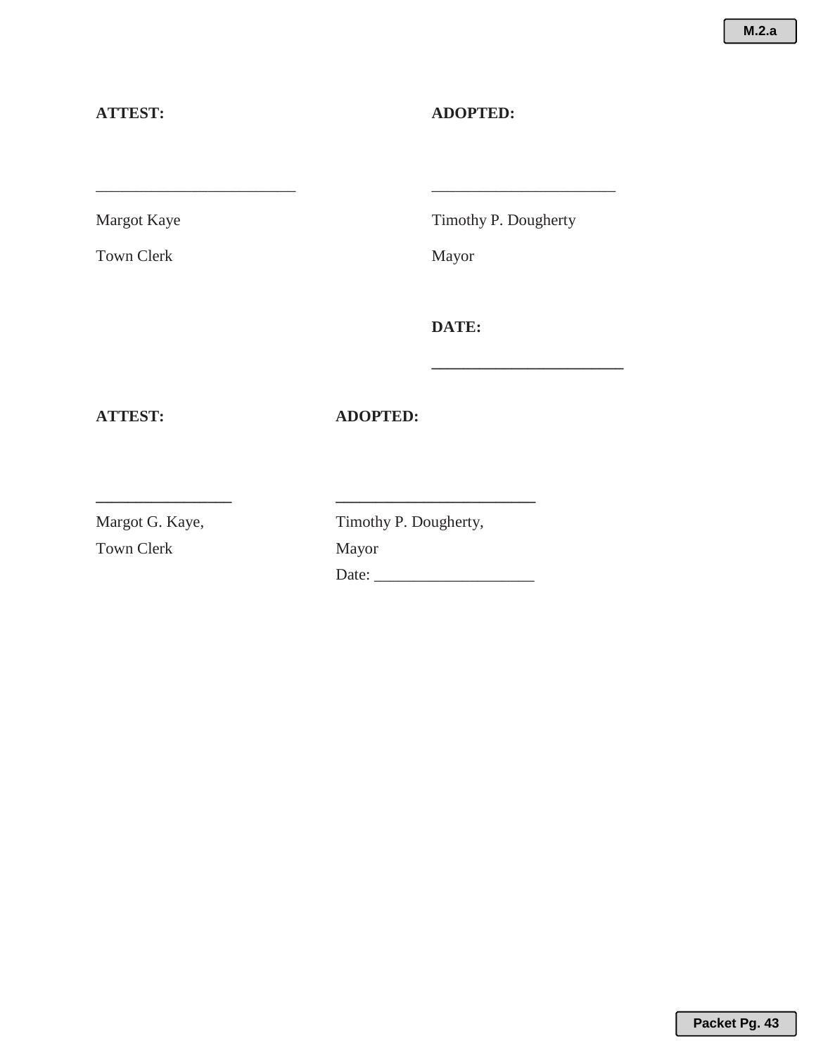**ATTEST:** **ADOPTED:**

_________________________ _______________________

Margot Kaye Timothy P. Dougherty

Town Clerk Mayor

**DATE:**

________________________

**ATTEST:** **ADOPTED:**

_________________ _________________________

Margot G. Kaye, Timothy P. Dougherty,

Town Clerk Mayor

Date: ____________________